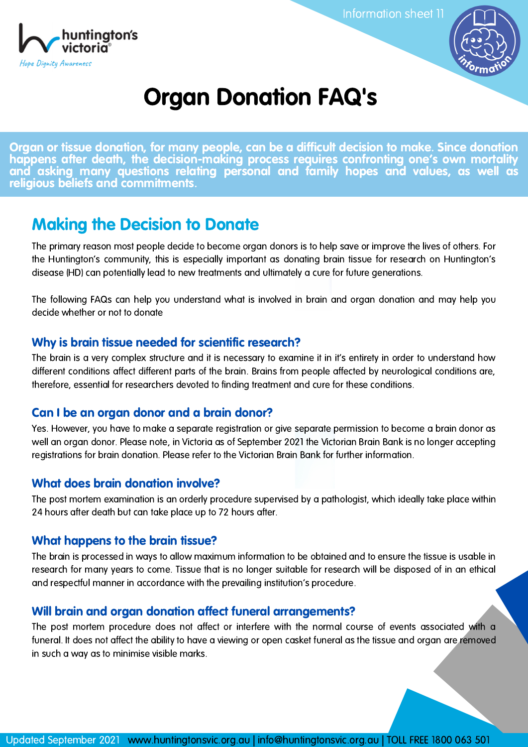Information sheet 11

# Organ Donation FAQ's

**Organ or tissue donation, for many people, can be a difficult decision to make. Since donation happens after death, the decision-making process requires confronting one's own mortality and asking many questions relating personal and family hopes and values, as well as religious beliefs and commitments.**

## Making the Decision to Donate

The primary reason most people decide to become organ donors is to help save or improve the lives of others. For the Huntington's community, this is especially important as donating brain tissue for research on Huntington's disease (HD) can potentially lead to new treatments and ultimately a cure for future generations.

The following FAQs can help you understand what is involved in brain and organ donation and may help you decide whether or not to donate

### Why is brain tissue needed for scientific research?

The brain is a very complex structure and it is necessary to examine it in it's entirety in order to understand how different conditions affect different parts of the brain. Brains from people affected by neurological conditions are, therefore, essential for researchers devoted to finding treatment and cure for these conditions.

### Can I be an organ donor and a brain donor?

Yes. However, you have to make a separate registration or give separate permission to become a brain donor as well an organ donor. Please note, in Victoria as of September 2021 the Victorian Brain Bank is no longer accepting registrations for brain donation. Please refer to the Victorian Brain Bank for further information.

### What does brain donation involve?

The post mortem examination is an orderly procedure supervised by a pathologist, which ideally take place within 24 hours after death but can take place up to 72 hours after.

### What happens to the brain tissue?

The brain is processed in ways to allow maximum information to be obtained and to ensure the tissue is usable in research for many years to come. Tissue that is no longer suitable for research will be disposed of in an ethical and respectful manner in accordance with the prevailing institution's procedure.

### Will brain and organ donation affect funeral arrangements?

The post mortem procedure does not affect or interfere with the normal course of events associated with a funeral. It does not affect the ability to have a viewing or open casket funeral as the tissue and organ are removed in such a way as to minimise visible marks.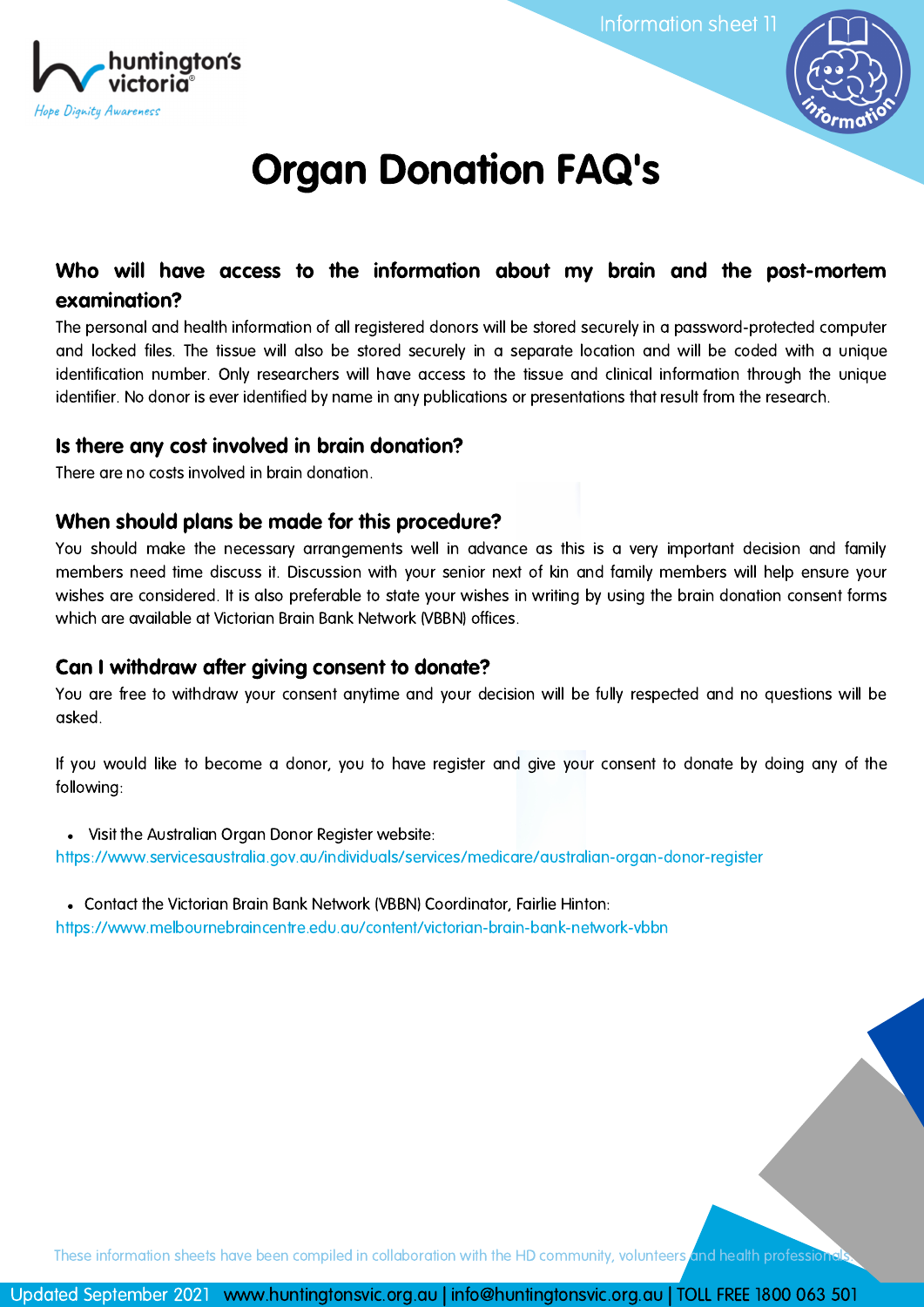# Organ Donation FAQ's

### Who will have access to the information about my brain and the post-mortem examination?

The personal and health information of all registered donors will be stored securely in a password-protected computer and locked files. The tissue will also be stored securely in a separate location and will be coded with a unique identification number. Only researchers will have access to the tissue and clinical information through the unique identifier. No donor is ever identified by name in any publications or presentations that result from the research.

### Is there any cost involved in brain donation?

There are no costs involved in brain donation.

### When should plans be made for this procedure?

You should make the necessary arrangements well in advance as this is a very important decision and family members need time discuss it. Discussion with your senior next of kin and family members will help ensure your wishes are considered. It is also preferable to state your wishes in writing by using the brain donation consent forms which are available at Victorian Brain Bank Network (VBBN) offices.

### Can I withdraw after giving consent to donate?

You are free to withdraw your consent anytime and your decision will be fully respected and no questions will be asked.

If you would like to become a donor, you to have register and give your consent to donate by doing any of the following:

- Visit the Australian Organ Donor Register website:
  https://www.servicesaustralia.gov.au/individuals/services/medicare/australian-organ-donor-register

- Contact the Victorian Brain Bank Network (VBBN) Coordinator, Fairlie Hinton:
  https://www.melbournebraincentre.edu.au/content/victorian-brain-bank-network-vbbn

These information sheets have been compiled in collaboration with the HD community, volunteers and health professionals.